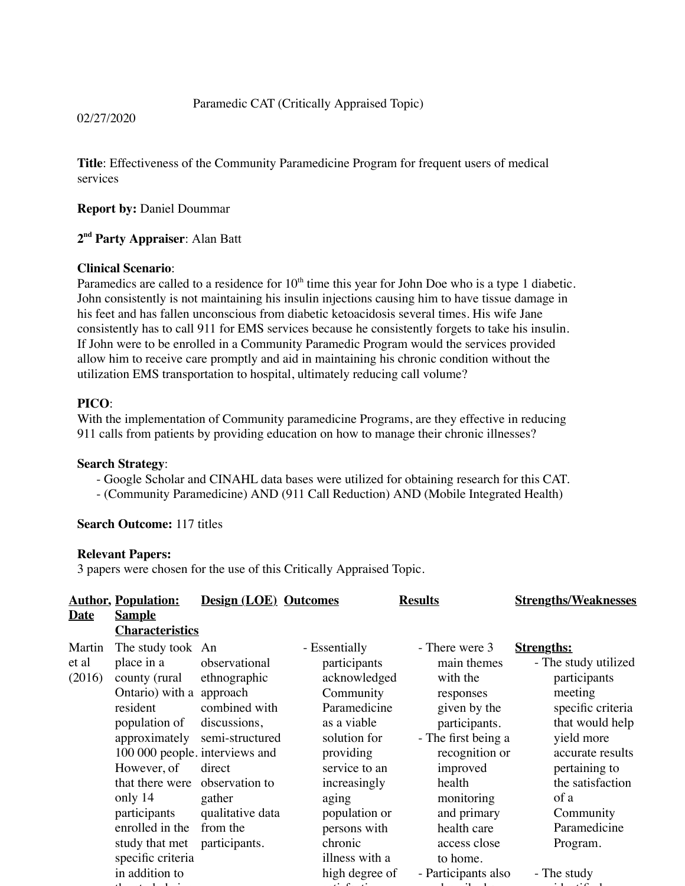Paramedic CAT (Critically Appraised Topic)

02/27/2020

**Title**: Effectiveness of the Community Paramedicine Program for frequent users of medical services

**Report by:** Daniel Doummar

**2nd Party Appraiser**: Alan Batt

**Clinical Scenario**:
Paramedics are called to a residence for 10th time this year for John Doe who is a type 1 diabetic. John consistently is not maintaining his insulin injections causing him to have tissue damage in his feet and has fallen unconscious from diabetic ketoacidosis several times. His wife Jane consistently has to call 911 for EMS services because he consistently forgets to take his insulin. If John were to be enrolled in a Community Paramedic Program would the services provided allow him to receive care promptly and aid in maintaining his chronic condition without the utilization EMS transportation to hospital, ultimately reducing call volume?

**PICO**:
With the implementation of Community paramedicine Programs, are they effective in reducing 911 calls from patients by providing education on how to manage their chronic illnesses?

**Search Strategy**:

- Google Scholar and CINAHL data bases were utilized for obtaining research for this CAT.
- (Community Paramedicine) AND (911 Call Reduction) AND (Mobile Integrated Health)

**Search Outcome:** 117 titles

**Relevant Papers:**
3 papers were chosen for the use of this Critically Appraised Topic.

| Author, Date | Population: Sample Characteristics | Design (LOE) | Outcomes | Results | Strengths/Weaknesses |
|---|---|---|---|---|---|
| Martin et al (2016) | The study took place in a county (rural Ontario) with a resident population of approximately 100 000 people. However, of that there were only 14 participants enrolled in the study that met specific criteria in addition to | An observational ethnographic approach combined with discussions, semi-structured interviews and direct observation to gather qualitative data from the participants. | - Essentially participants acknowledged Community Paramedicine as a viable solution for providing service to an increasingly aging population or persons with chronic illness with a high degree of | - There were 3 main themes with the responses given by the participants.<br>- The first being a recognition or improved health monitoring and primary health care access close to home.<br>- Participants also | **Strengths:**<br>- The study utilized participants meeting specific criteria that would help yield more accurate results pertaining to the satisfaction of a Community Paramedicine Program.<br><br>- The study |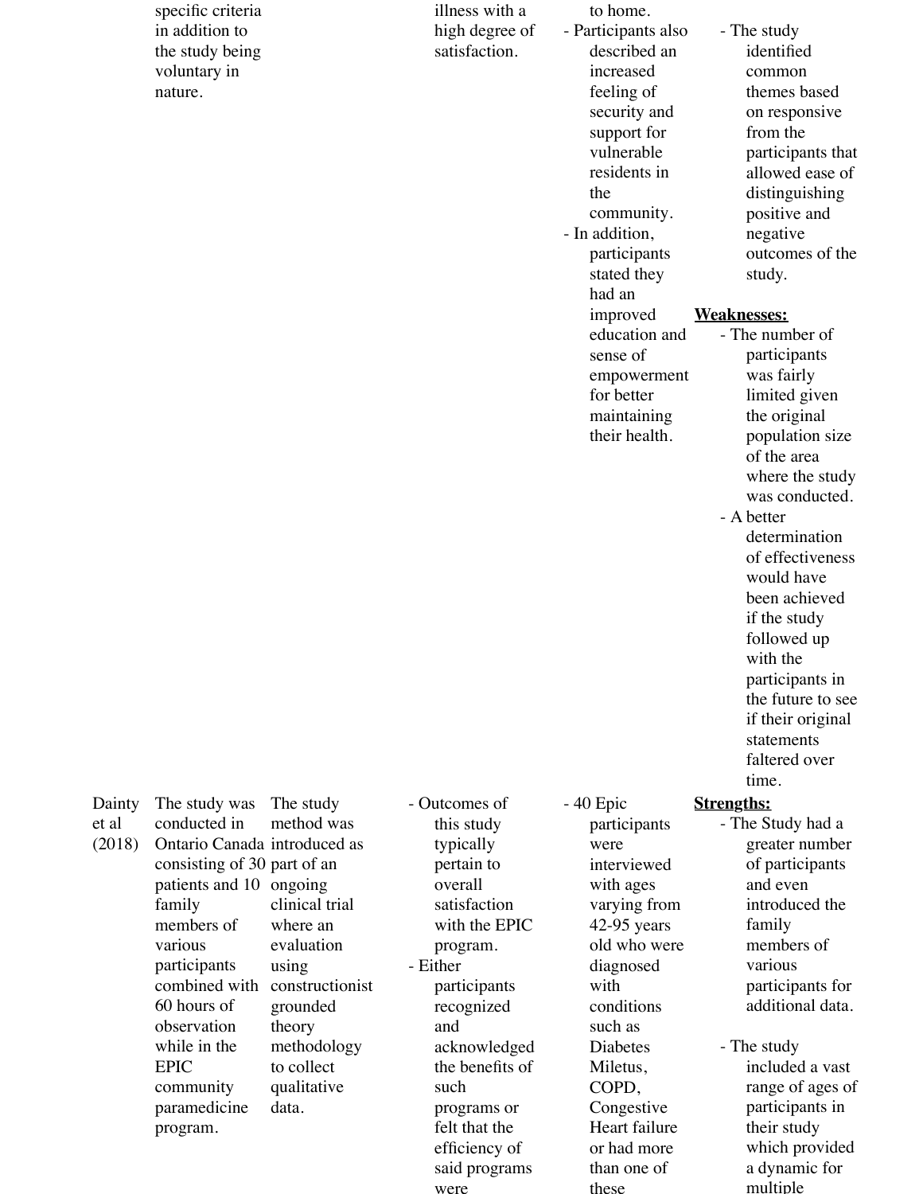| | | | | | |
|---|---|---|---|---|---|
| | specific criteria in addition to the study being voluntary in nature. | | illness with a high degree of satisfaction. | to home.<br>- Participants also described an increased feeling of security and support for vulnerable residents in the community.<br>- In addition, participants stated they had an improved education and sense of empowerment for better maintaining their health. | - The study identified common themes based on responsive from the participants that allowed ease of distinguishing positive and negative outcomes of the study.<br><br>**Weaknesses:**<br>- The number of participants was fairly limited given the original population size of the area where the study was conducted.<br>- A better determination of effectiveness would have been achieved if the study followed up with the participants in the future to see if their original statements faltered over time. |
| Dainty et al (2018) | The study was conducted in Ontario Canada consisting of 30 patients and 10 family members of various participants combined with 60 hours of observation while in the EPIC community paramedicine program. | The study method was introduced as part of an ongoing clinical trial where an evaluation using constructionist grounded theory methodology to collect qualitative data. | - Outcomes of this study typically pertain to overall satisfaction with the EPIC program.<br>- Either participants recognized and acknowledged the benefits of such programs or felt that the efficiency of said programs were | - 40 Epic participants were interviewed with ages varying from 42-95 years old who were diagnosed with conditions such as Diabetes Miletus, COPD, Congestive Heart failure or had more than one of these | **Strengths:**<br>- The Study had a greater number of participants and even introduced the family members of various participants for additional data.<br><br>- The study included a vast range of ages of participants in their study which provided a dynamic for multiple |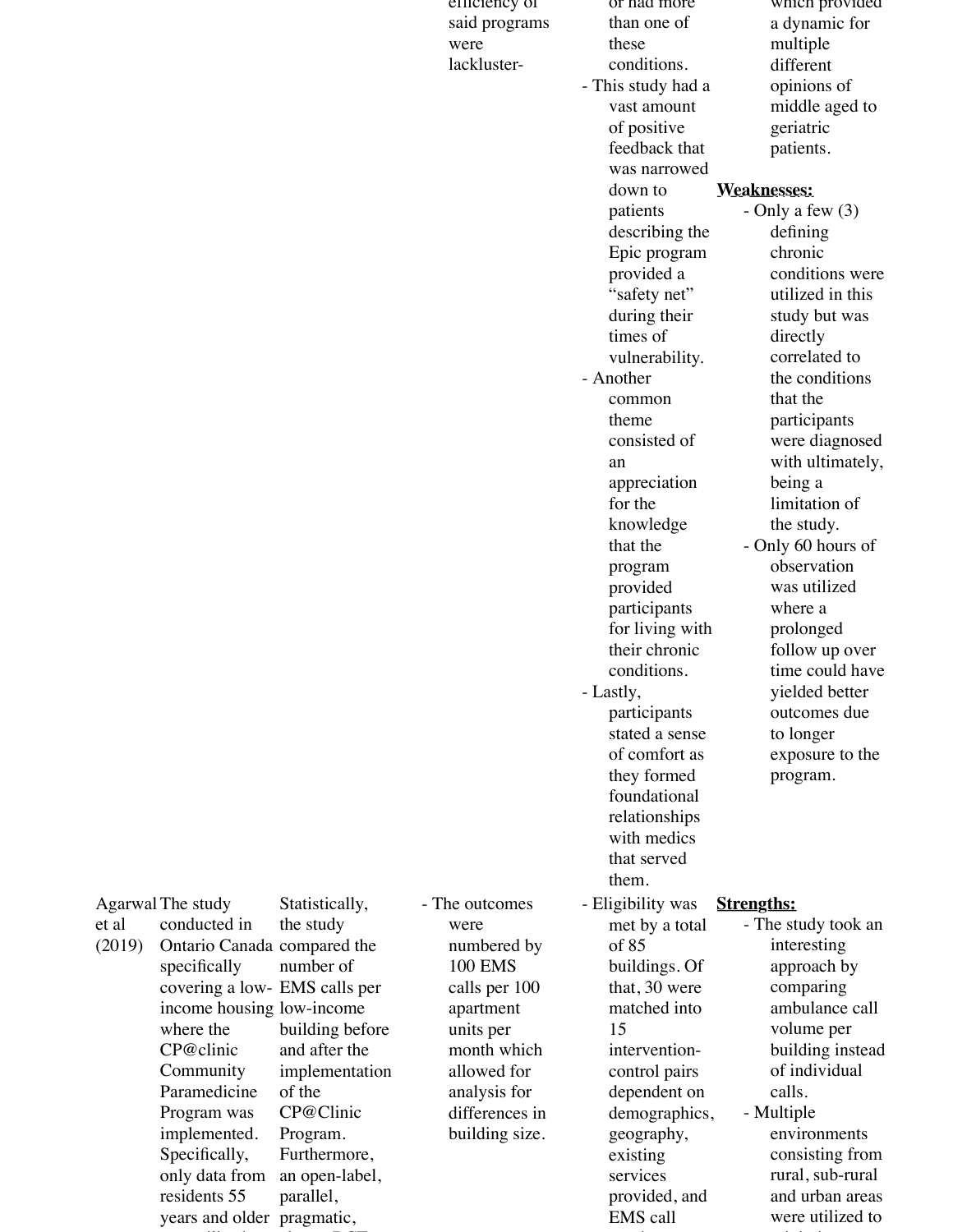| | | | | | |
|---|---|---|---|---|---|
| | | | efficiency of said programs were lackluster- | or had more than one of these conditions.<br>- This study had a vast amount of positive feedback that was narrowed down to patients describing the Epic program provided a "safety net" during their times of vulnerability.<br>- Another common theme consisted of an appreciation for the knowledge that the program provided participants for living with their chronic conditions.<br>- Lastly, participants stated a sense of comfort as they formed foundational relationships with medics that served them. | which provided a dynamic for multiple different opinions of middle aged to geriatric patients.<br><br>**Weaknesses:**<br>- Only a few (3) defining chronic conditions were utilized in this study but was directly correlated to the conditions that the participants were diagnosed with ultimately, being a limitation of the study.<br>- Only 60 hours of observation was utilized where a prolonged follow up over time could have yielded better outcomes due to longer exposure to the program. |
| Agarwal et al (2019) | The study conducted in Ontario Canada specifically covering a low-income housing where the CP@clinic Community Paramedicine Program was implemented. Specifically, only data from residents 55 years and older | Statistically, the study compared the number of EMS calls per low-income building before and after the implementation of the CP@Clinic Program. Furthermore, an open-label, parallel, pragmatic, | - The outcomes were numbered by 100 EMS calls per 100 apartment units per month which allowed for analysis for differences in building size. | - Eligibility was met by a total of 85 buildings. Of that, 30 were matched into 15 intervention-control pairs dependent on demographics, geography, existing services provided, and EMS call | **Strengths:**<br>- The study took an interesting approach by comparing ambulance call volume per building instead of individual calls.<br>- Multiple environments consisting from rural, sub-rural and urban areas were utilized to |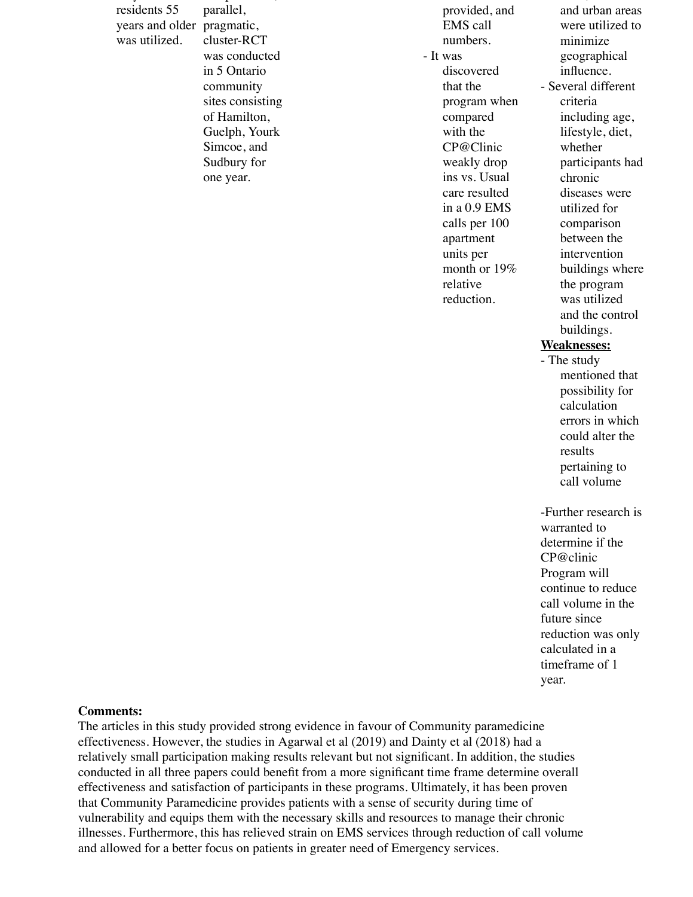| | | | | |
|---|---|---|---|---|
| residents 55 years and older was utilized. | parallel, pragmatic, cluster-RCT was conducted in 5 Ontario community sites consisting of Hamilton, Guelph, Yourk Simcoe, and Sudbury for one year. | | provided, and EMS call numbers.<br>- It was discovered that the program when compared with the CP@Clinic weakly drop ins vs. Usual care resulted in a 0.9 EMS calls per 100 apartment units per month or 19% relative reduction. | and urban areas were utilized to minimize geographical influence.<br>- Several different criteria including age, lifestyle, diet, whether participants had chronic diseases were utilized for comparison between the intervention buildings where the program was utilized and the control buildings.<br>**Weaknesses:**<br>- The study mentioned that possibility for calculation errors in which could alter the results pertaining to call volume<br><br>-Further research is warranted to determine if the CP@clinic Program will continue to reduce call volume in the future since reduction was only calculated in a timeframe of 1 year. |

**Comments:**

The articles in this study provided strong evidence in favour of Community paramedicine effectiveness. However, the studies in Agarwal et al (2019) and Dainty et al (2018) had a relatively small participation making results relevant but not significant. In addition, the studies conducted in all three papers could benefit from a more significant time frame determine overall effectiveness and satisfaction of participants in these programs. Ultimately, it has been proven that Community Paramedicine provides patients with a sense of security during time of vulnerability and equips them with the necessary skills and resources to manage their chronic illnesses. Furthermore, this has relieved strain on EMS services through reduction of call volume and allowed for a better focus on patients in greater need of Emergency services.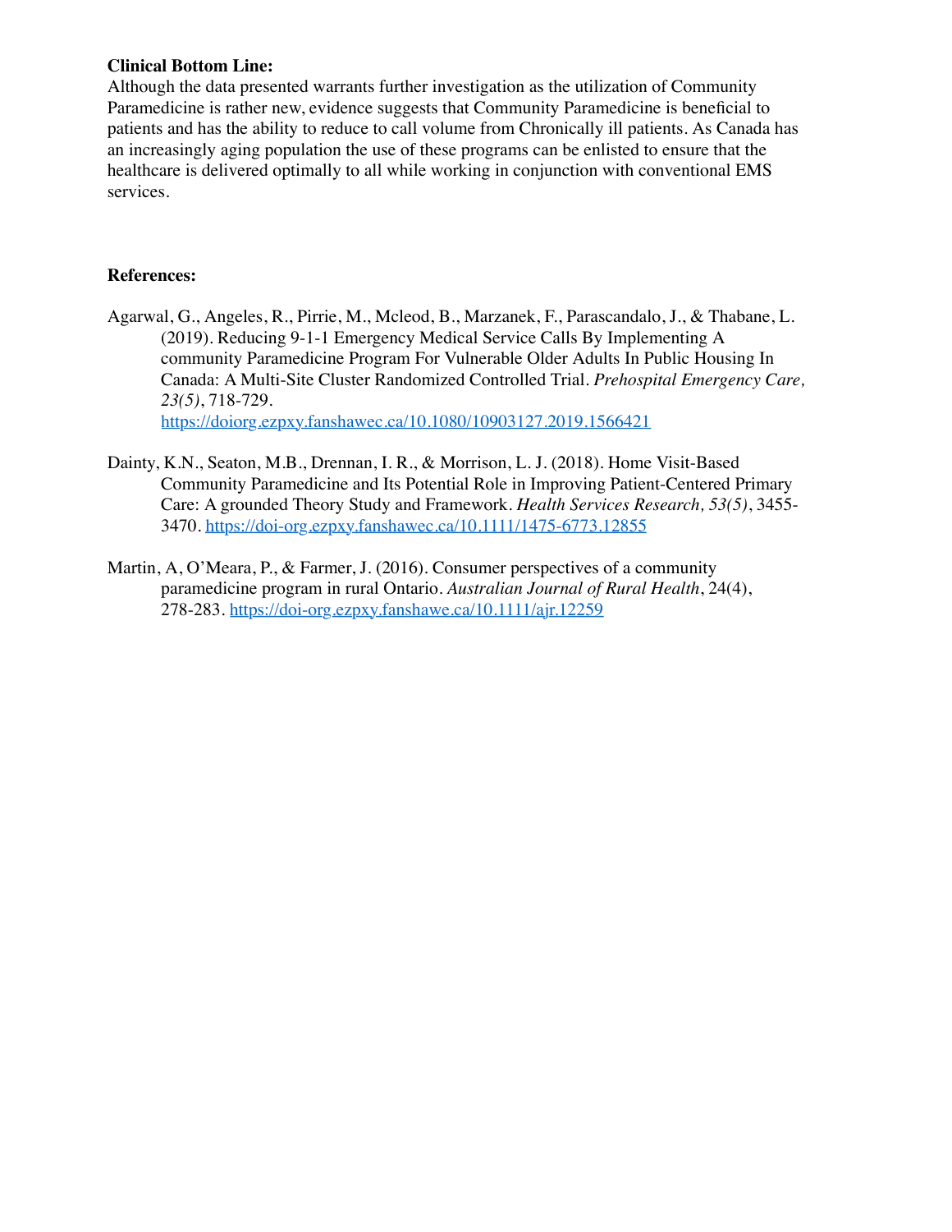**Clinical Bottom Line:**

Although the data presented warrants further investigation as the utilization of Community Paramedicine is rather new, evidence suggests that Community Paramedicine is beneficial to patients and has the ability to reduce to call volume from Chronically ill patients. As Canada has an increasingly aging population the use of these programs can be enlisted to ensure that the healthcare is delivered optimally to all while working in conjunction with conventional EMS services.

**References:**

Agarwal, G., Angeles, R., Pirrie, M., Mcleod, B., Marzanek, F., Parascandalo, J., & Thabane, L. (2019). Reducing 9-1-1 Emergency Medical Service Calls By Implementing A community Paramedicine Program For Vulnerable Older Adults In Public Housing In Canada: A Multi-Site Cluster Randomized Controlled Trial. *Prehospital Emergency Care, 23(5)*, 718-729. https://doiorg.ezpxy.fanshawec.ca/10.1080/10903127.2019.1566421

Dainty, K.N., Seaton, M.B., Drennan, I. R., & Morrison, L. J. (2018). Home Visit-Based Community Paramedicine and Its Potential Role in Improving Patient-Centered Primary Care: A grounded Theory Study and Framework. *Health Services Research, 53(5)*, 3455-3470. https://doi-org.ezpxy.fanshawec.ca/10.1111/1475-6773.12855

Martin, A, O'Meara, P., & Farmer, J. (2016). Consumer perspectives of a community paramedicine program in rural Ontario. *Australian Journal of Rural Health*, 24(4), 278-283. https://doi-org.ezpxy.fanshawe.ca/10.1111/ajr.12259